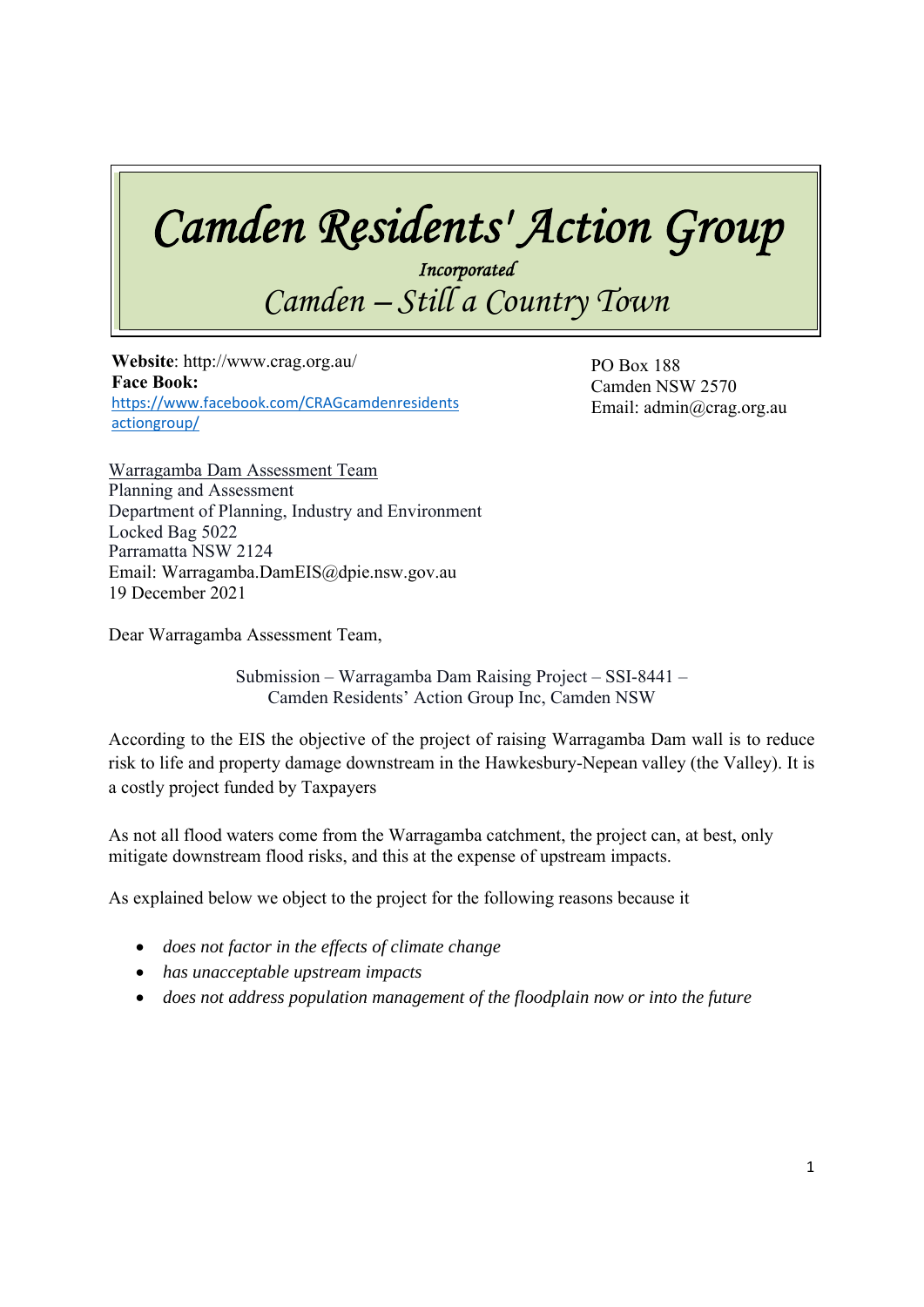# Camden Residents' Action Group

*Incorporated*

*Camden – Still a Country Town*

**Website**: http://www.crag.org.au/
**Face Book:**
https://www.facebook.com/CRAGcamdenresidentsactiongroup/

PO Box 188
Camden NSW 2570
Email: admin@crag.org.au

Warragamba Dam Assessment Team
Planning and Assessment
Department of Planning, Industry and Environment
Locked Bag 5022
Parramatta NSW 2124
Email: Warragamba.DamEIS@dpie.nsw.gov.au
19 December 2021

Dear Warragamba Assessment Team,

Submission – Warragamba Dam Raising Project – SSI-8441 –
Camden Residents' Action Group Inc, Camden NSW

According to the EIS the objective of the project of raising Warragamba Dam wall is to reduce risk to life and property damage downstream in the Hawkesbury-Nepean valley (the Valley). It is a costly project funded by Taxpayers

As not all flood waters come from the Warragamba catchment, the project can, at best, only mitigate downstream flood risks, and this at the expense of upstream impacts.

As explained below we object to the project for the following reasons because it

- *does not factor in the effects of climate change*
- *has unacceptable upstream impacts*
- *does not address population management of the floodplain now or into the future*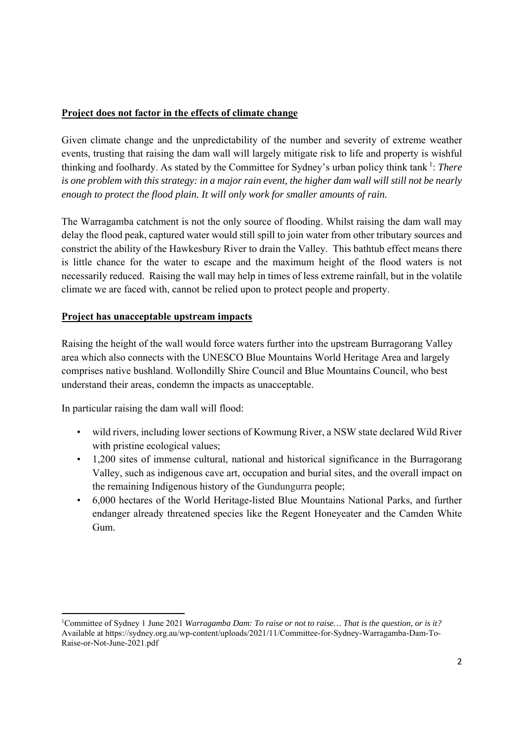**Project does not factor in the effects of climate change**

Given climate change and the unpredictability of the number and severity of extreme weather events, trusting that raising the dam wall will largely mitigate risk to life and property is wishful thinking and foolhardy. As stated by the Committee for Sydney's urban policy think tank [1]: *There is one problem with this strategy: in a major rain event, the higher dam wall will still not be nearly enough to protect the flood plain. It will only work for smaller amounts of rain.*

The Warragamba catchment is not the only source of flooding. Whilst raising the dam wall may delay the flood peak, captured water would still spill to join water from other tributary sources and constrict the ability of the Hawkesbury River to drain the Valley. This bathtub effect means there is little chance for the water to escape and the maximum height of the flood waters is not necessarily reduced. Raising the wall may help in times of less extreme rainfall, but in the volatile climate we are faced with, cannot be relied upon to protect people and property.

**Project has unacceptable upstream impacts**

Raising the height of the wall would force waters further into the upstream Burragorang Valley area which also connects with the UNESCO Blue Mountains World Heritage Area and largely comprises native bushland. Wollondilly Shire Council and Blue Mountains Council, who best understand their areas, condemn the impacts as unacceptable.

In particular raising the dam wall will flood:

- wild rivers, including lower sections of Kowmung River, a NSW state declared Wild River with pristine ecological values;
- 1,200 sites of immense cultural, national and historical significance in the Burragorang Valley, such as indigenous cave art, occupation and burial sites, and the overall impact on the remaining Indigenous history of the Gundungurra people;
- 6,000 hectares of the World Heritage-listed Blue Mountains National Parks, and further endanger already threatened species like the Regent Honeyeater and the Camden White Gum.

---

[1] Committee of Sydney 1 June 2021 *Warragamba Dam: To raise or not to raise… That is the question, or is it?* Available at https://sydney.org.au/wp-content/uploads/2021/11/Committee-for-Sydney-Warragamba-Dam-To-Raise-or-Not-June-2021.pdf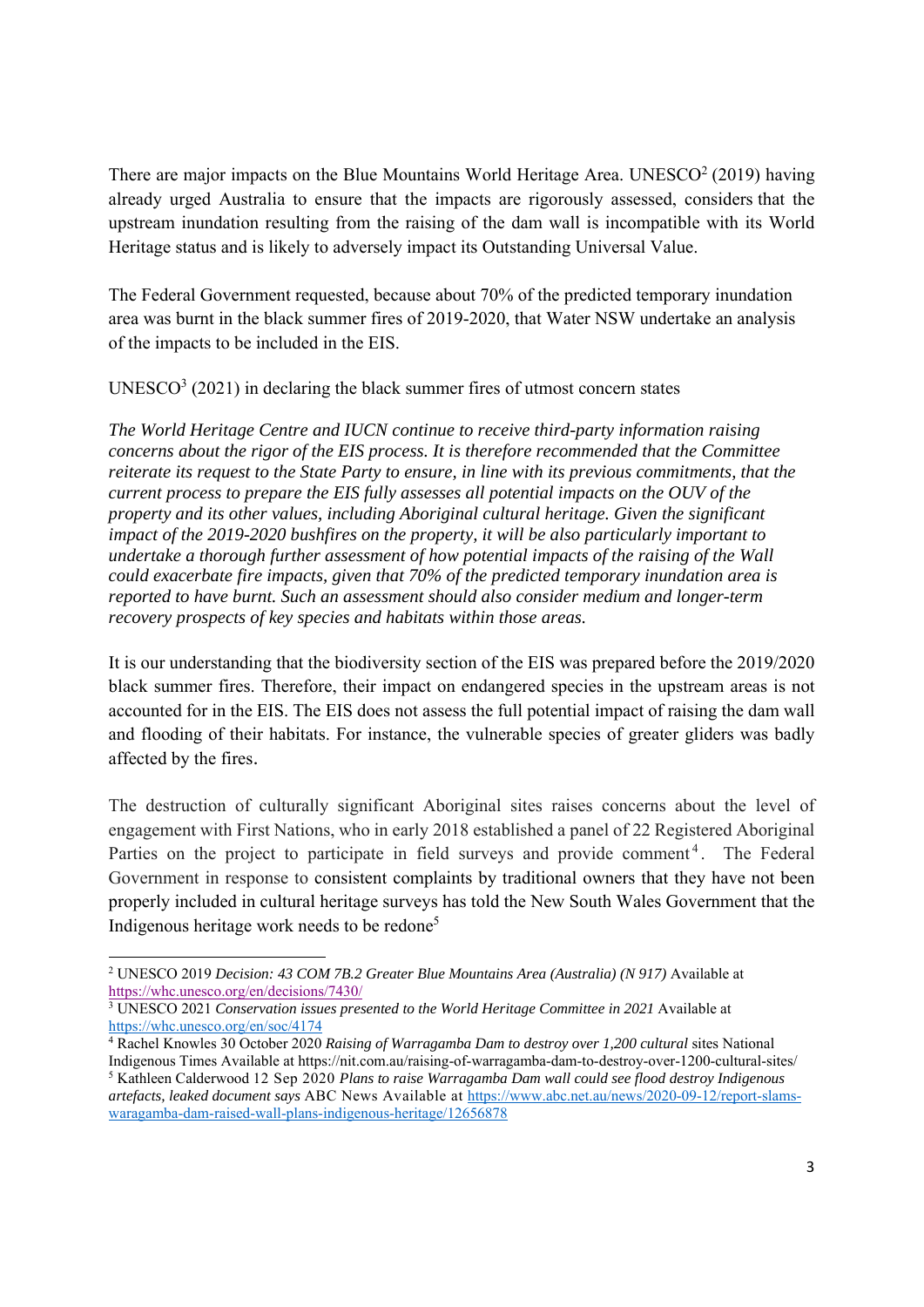There are major impacts on the Blue Mountains World Heritage Area. UNESCO[2] (2019) having already urged Australia to ensure that the impacts are rigorously assessed, considers that the upstream inundation resulting from the raising of the dam wall is incompatible with its World Heritage status and is likely to adversely impact its Outstanding Universal Value.

The Federal Government requested, because about 70% of the predicted temporary inundation area was burnt in the black summer fires of 2019-2020, that Water NSW undertake an analysis of the impacts to be included in the EIS.

UNESCO[3] (2021) in declaring the black summer fires of utmost concern states

*The World Heritage Centre and IUCN continue to receive third-party information raising concerns about the rigor of the EIS process. It is therefore recommended that the Committee reiterate its request to the State Party to ensure, in line with its previous commitments, that the current process to prepare the EIS fully assesses all potential impacts on the OUV of the property and its other values, including Aboriginal cultural heritage. Given the significant impact of the 2019-2020 bushfires on the property, it will be also particularly important to undertake a thorough further assessment of how potential impacts of the raising of the Wall could exacerbate fire impacts, given that 70% of the predicted temporary inundation area is reported to have burnt. Such an assessment should also consider medium and longer-term recovery prospects of key species and habitats within those areas.*

It is our understanding that the biodiversity section of the EIS was prepared before the 2019/2020 black summer fires. Therefore, their impact on endangered species in the upstream areas is not accounted for in the EIS. The EIS does not assess the full potential impact of raising the dam wall and flooding of their habitats. For instance, the vulnerable species of greater gliders was badly affected by the fires.

The destruction of culturally significant Aboriginal sites raises concerns about the level of engagement with First Nations, who in early 2018 established a panel of 22 Registered Aboriginal Parties on the project to participate in field surveys and provide comment[4]. The Federal Government in response to consistent complaints by traditional owners that they have not been properly included in cultural heritage surveys has told the New South Wales Government that the Indigenous heritage work needs to be redone[5]

---

[2] UNESCO 2019 *Decision: 43 COM 7B.2 Greater Blue Mountains Area (Australia) (N 917)* Available at https://whc.unesco.org/en/decisions/7430/

[3] UNESCO 2021 *Conservation issues presented to the World Heritage Committee in 2021* Available at https://whc.unesco.org/en/soc/4174

[4] Rachel Knowles 30 October 2020 *Raising of Warragamba Dam to destroy over 1,200 cultural* sites National Indigenous Times Available at https://nit.com.au/raising-of-warragamba-dam-to-destroy-over-1200-cultural-sites/

[5] Kathleen Calderwood 12 Sep 2020 *Plans to raise Warragamba Dam wall could see flood destroy Indigenous artefacts, leaked document says* ABC News Available at https://www.abc.net.au/news/2020-09-12/report-slams-waragamba-dam-raised-wall-plans-indigenous-heritage/12656878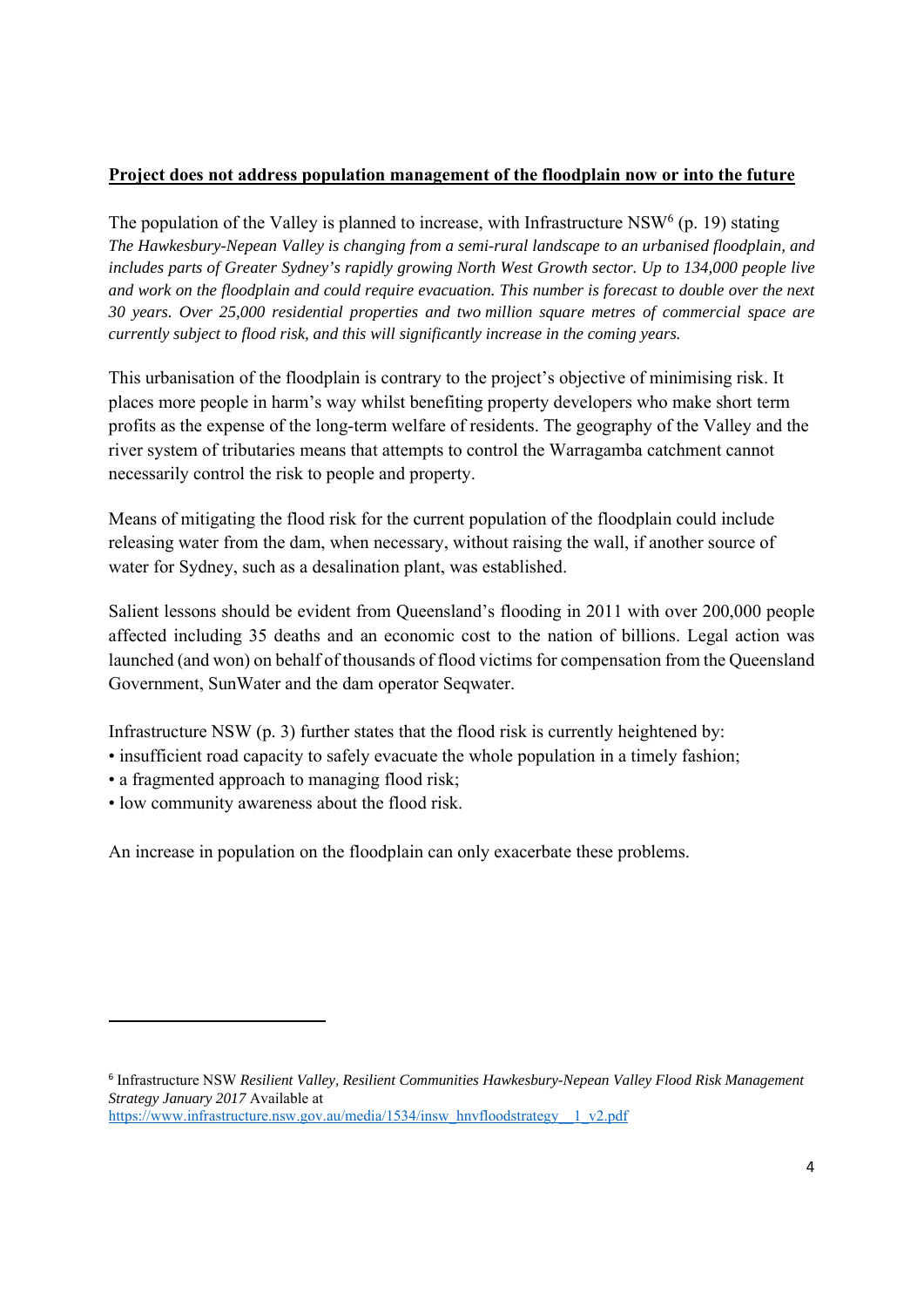**Project does not address population management of the floodplain now or into the future**

The population of the Valley is planned to increase, with Infrastructure NSW[6] (p. 19) stating *The Hawkesbury-Nepean Valley is changing from a semi-rural landscape to an urbanised floodplain, and includes parts of Greater Sydney's rapidly growing North West Growth sector. Up to 134,000 people live and work on the floodplain and could require evacuation. This number is forecast to double over the next 30 years. Over 25,000 residential properties and two million square metres of commercial space are currently subject to flood risk, and this will significantly increase in the coming years.*

This urbanisation of the floodplain is contrary to the project's objective of minimising risk. It places more people in harm's way whilst benefiting property developers who make short term profits as the expense of the long-term welfare of residents. The geography of the Valley and the river system of tributaries means that attempts to control the Warragamba catchment cannot necessarily control the risk to people and property.

Means of mitigating the flood risk for the current population of the floodplain could include releasing water from the dam, when necessary, without raising the wall, if another source of water for Sydney, such as a desalination plant, was established.

Salient lessons should be evident from Queensland's flooding in 2011 with over 200,000 people affected including 35 deaths and an economic cost to the nation of billions. Legal action was launched (and won) on behalf of thousands of flood victims for compensation from the Queensland Government, SunWater and the dam operator Seqwater.

Infrastructure NSW (p. 3) further states that the flood risk is currently heightened by:

- insufficient road capacity to safely evacuate the whole population in a timely fashion;
- a fragmented approach to managing flood risk;
- low community awareness about the flood risk.

An increase in population on the floodplain can only exacerbate these problems.

---

[6] Infrastructure NSW *Resilient Valley, Resilient Communities Hawkesbury-Nepean Valley Flood Risk Management Strategy January 2017* Available at https://www.infrastructure.nsw.gov.au/media/1534/insw_hnvfloodstrategy__1_v2.pdf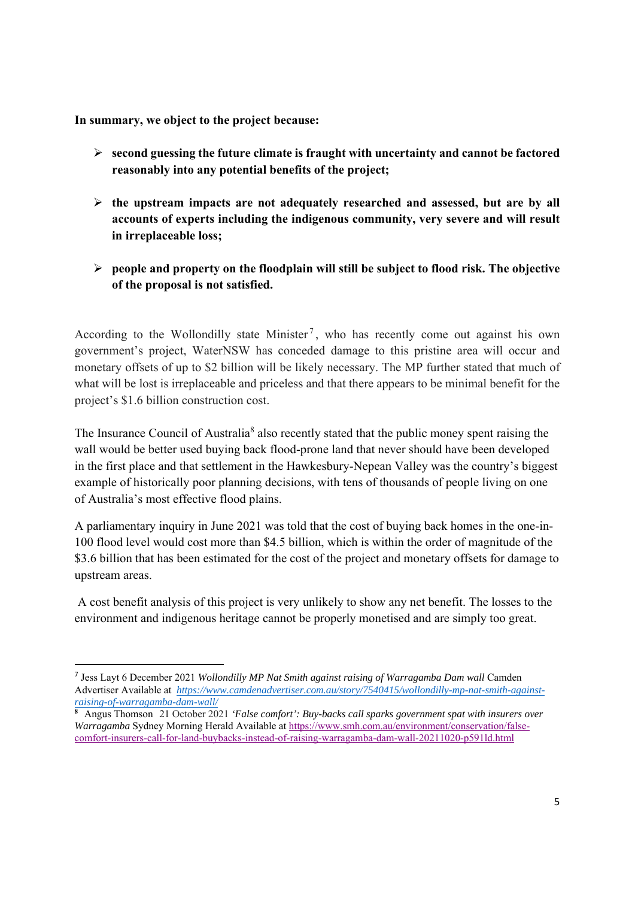**In summary, we object to the project because:**

- **second guessing the future climate is fraught with uncertainty and cannot be factored reasonably into any potential benefits of the project;**
- **the upstream impacts are not adequately researched and assessed, but are by all accounts of experts including the indigenous community, very severe and will result in irreplaceable loss;**
- **people and property on the floodplain will still be subject to flood risk. The objective of the proposal is not satisfied.**

According to the Wollondilly state Minister[7], who has recently come out against his own government's project, WaterNSW has conceded damage to this pristine area will occur and monetary offsets of up to $2 billion will be likely necessary. The MP further stated that much of what will be lost is irreplaceable and priceless and that there appears to be minimal benefit for the project's $1.6 billion construction cost.

The Insurance Council of Australia[8] also recently stated that the public money spent raising the wall would be better used buying back flood-prone land that never should have been developed in the first place and that settlement in the Hawkesbury-Nepean Valley was the country's biggest example of historically poor planning decisions, with tens of thousands of people living on one of Australia's most effective flood plains.

A parliamentary inquiry in June 2021 was told that the cost of buying back homes in the one-in-100 flood level would cost more than $4.5 billion, which is within the order of magnitude of the $3.6 billion that has been estimated for the cost of the project and monetary offsets for damage to upstream areas.

A cost benefit analysis of this project is very unlikely to show any net benefit. The losses to the environment and indigenous heritage cannot be properly monetised and are simply too great.

---

[7] Jess Layt 6 December 2021 *Wollondilly MP Nat Smith against raising of Warragamba Dam wall* Camden Advertiser Available at *https://www.camdenadvertiser.com.au/story/7540415/wollondilly-mp-nat-smith-against-raising-of-warragamba-dam-wall/*

[8] Angus Thomson 21 October 2021 *'False comfort': Buy-backs call sparks government spat with insurers over Warragamba* Sydney Morning Herald Available at https://www.smh.com.au/environment/conservation/false-comfort-insurers-call-for-land-buybacks-instead-of-raising-warragamba-dam-wall-20211020-p591ld.html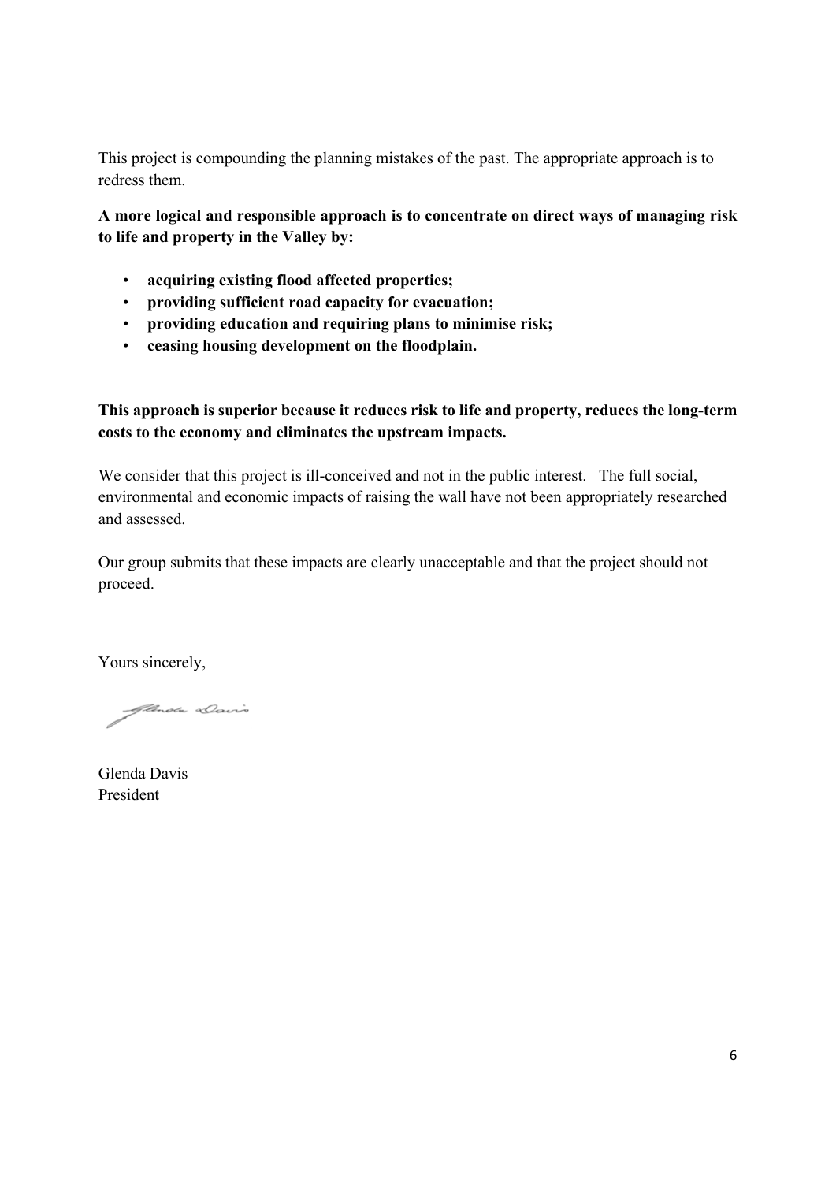This project is compounding the planning mistakes of the past. The appropriate approach is to redress them.

**A more logical and responsible approach is to concentrate on direct ways of managing risk to life and property in the Valley by:**

- **acquiring existing flood affected properties;**
- **providing sufficient road capacity for evacuation;**
- **providing education and requiring plans to minimise risk;**
- **ceasing housing development on the floodplain.**

**This approach is superior because it reduces risk to life and property, reduces the long-term costs to the economy and eliminates the upstream impacts.**

We consider that this project is ill-conceived and not in the public interest. The full social, environmental and economic impacts of raising the wall have not been appropriately researched and assessed.

Our group submits that these impacts are clearly unacceptable and that the project should not proceed.

Yours sincerely,

Glenda Davis
President